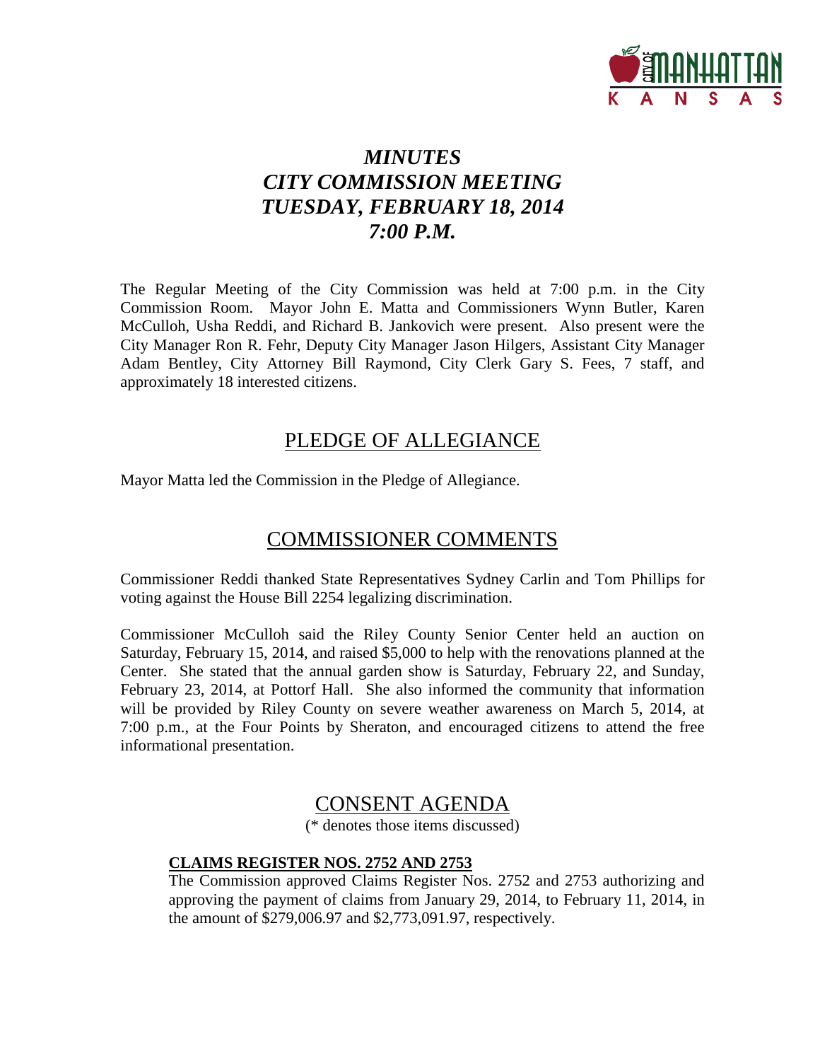# *MINUTES*
# *CITY COMMISSION MEETING*
# *TUESDAY, FEBRUARY 18, 2014*
# *7:00 P.M.*

The Regular Meeting of the City Commission was held at 7:00 p.m. in the City Commission Room. Mayor John E. Matta and Commissioners Wynn Butler, Karen McCulloh, Usha Reddi, and Richard B. Jankovich were present. Also present were the City Manager Ron R. Fehr, Deputy City Manager Jason Hilgers, Assistant City Manager Adam Bentley, City Attorney Bill Raymond, City Clerk Gary S. Fees, 7 staff, and approximately 18 interested citizens.

## PLEDGE OF ALLEGIANCE

Mayor Matta led the Commission in the Pledge of Allegiance.

## COMMISSIONER COMMENTS

Commissioner Reddi thanked State Representatives Sydney Carlin and Tom Phillips for voting against the House Bill 2254 legalizing discrimination.

Commissioner McCulloh said the Riley County Senior Center held an auction on Saturday, February 15, 2014, and raised $5,000 to help with the renovations planned at the Center. She stated that the annual garden show is Saturday, February 22, and Sunday, February 23, 2014, at Pottorf Hall. She also informed the community that information will be provided by Riley County on severe weather awareness on March 5, 2014, at 7:00 p.m., at the Four Points by Sheraton, and encouraged citizens to attend the free informational presentation.

## CONSENT AGENDA

(* denotes those items discussed)

**CLAIMS REGISTER NOS. 2752 AND 2753**

The Commission approved Claims Register Nos. 2752 and 2753 authorizing and approving the payment of claims from January 29, 2014, to February 11, 2014, in the amount of $279,006.97 and $2,773,091.97, respectively.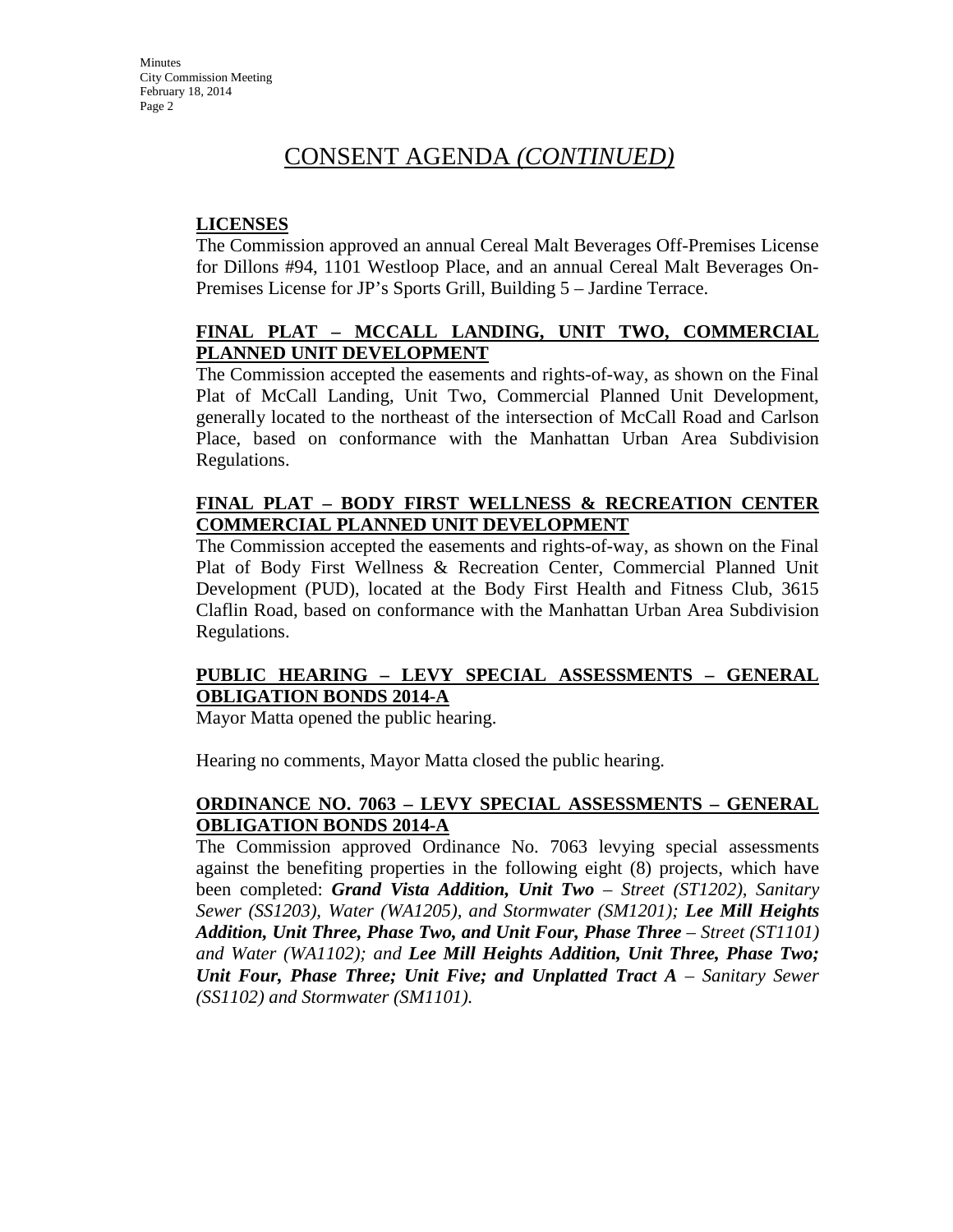# CONSENT AGENDA *(CONTINUED)*

**LICENSES**

The Commission approved an annual Cereal Malt Beverages Off-Premises License for Dillons #94, 1101 Westloop Place, and an annual Cereal Malt Beverages On-Premises License for JP's Sports Grill, Building 5 – Jardine Terrace.

**FINAL PLAT – MCCALL LANDING, UNIT TWO, COMMERCIAL PLANNED UNIT DEVELOPMENT**

The Commission accepted the easements and rights-of-way, as shown on the Final Plat of McCall Landing, Unit Two, Commercial Planned Unit Development, generally located to the northeast of the intersection of McCall Road and Carlson Place, based on conformance with the Manhattan Urban Area Subdivision Regulations.

**FINAL PLAT – BODY FIRST WELLNESS & RECREATION CENTER COMMERCIAL PLANNED UNIT DEVELOPMENT**

The Commission accepted the easements and rights-of-way, as shown on the Final Plat of Body First Wellness & Recreation Center, Commercial Planned Unit Development (PUD), located at the Body First Health and Fitness Club, 3615 Claflin Road, based on conformance with the Manhattan Urban Area Subdivision Regulations.

**PUBLIC HEARING – LEVY SPECIAL ASSESSMENTS – GENERAL OBLIGATION BONDS 2014-A**

Mayor Matta opened the public hearing.

Hearing no comments, Mayor Matta closed the public hearing.

**ORDINANCE NO. 7063 – LEVY SPECIAL ASSESSMENTS – GENERAL OBLIGATION BONDS 2014-A**

The Commission approved Ordinance No. 7063 levying special assessments against the benefiting properties in the following eight (8) projects, which have been completed: ***Grand Vista Addition, Unit Two*** *– Street (ST1202), Sanitary Sewer (SS1203), Water (WA1205), and Stormwater (SM1201);* ***Lee Mill Heights Addition, Unit Three, Phase Two, and Unit Four, Phase Three*** *– Street (ST1101) and Water (WA1102); and* ***Lee Mill Heights Addition, Unit Three, Phase Two; Unit Four, Phase Three; Unit Five; and Unplatted Tract A*** *– Sanitary Sewer (SS1102) and Stormwater (SM1101).*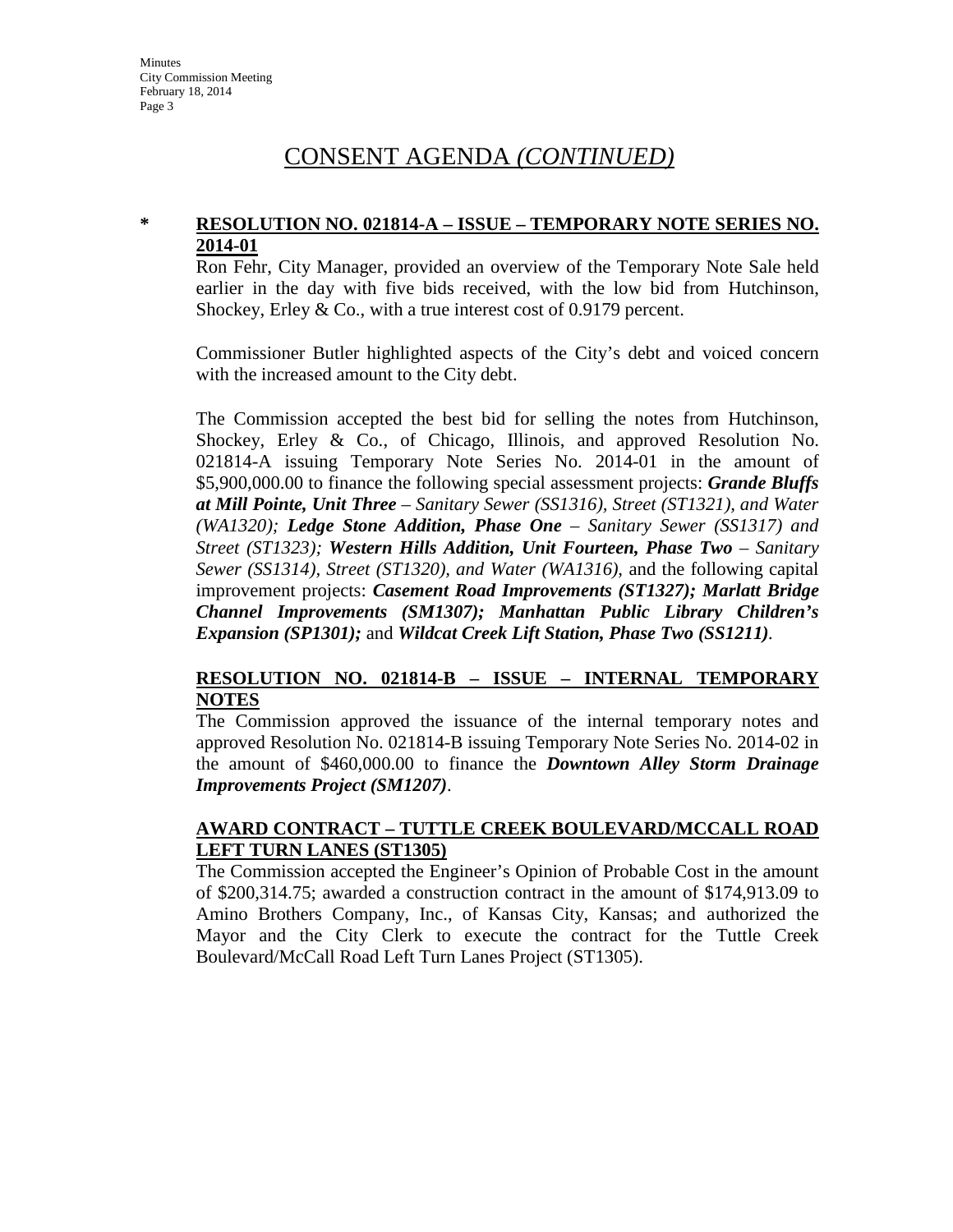# CONSENT AGENDA *(CONTINUED)*

\* **RESOLUTION NO. 021814-A – ISSUE – TEMPORARY NOTE SERIES NO. 2014-01**

Ron Fehr, City Manager, provided an overview of the Temporary Note Sale held earlier in the day with five bids received, with the low bid from Hutchinson, Shockey, Erley & Co., with a true interest cost of 0.9179 percent.

Commissioner Butler highlighted aspects of the City's debt and voiced concern with the increased amount to the City debt.

The Commission accepted the best bid for selling the notes from Hutchinson, Shockey, Erley & Co., of Chicago, Illinois, and approved Resolution No. 021814-A issuing Temporary Note Series No. 2014-01 in the amount of $5,900,000.00 to finance the following special assessment projects: ***Grande Bluffs at Mill Pointe, Unit Three*** *– Sanitary Sewer (SS1316), Street (ST1321), and Water (WA1320);* ***Ledge Stone Addition, Phase One*** *– Sanitary Sewer (SS1317) and Street (ST1323);* ***Western Hills Addition, Unit Fourteen, Phase Two*** *– Sanitary Sewer (SS1314), Street (ST1320), and Water (WA1316),* and the following capital improvement projects: ***Casement Road Improvements (ST1327); Marlatt Bridge Channel Improvements (SM1307); Manhattan Public Library Children's Expansion (SP1301);*** and ***Wildcat Creek Lift Station, Phase Two (SS1211)***.

**RESOLUTION NO. 021814-B – ISSUE – INTERNAL TEMPORARY NOTES**

The Commission approved the issuance of the internal temporary notes and approved Resolution No. 021814-B issuing Temporary Note Series No. 2014-02 in the amount of $460,000.00 to finance the ***Downtown Alley Storm Drainage Improvements Project (SM1207)***.

**AWARD CONTRACT – TUTTLE CREEK BOULEVARD/MCCALL ROAD LEFT TURN LANES (ST1305)**

The Commission accepted the Engineer's Opinion of Probable Cost in the amount of $200,314.75; awarded a construction contract in the amount of $174,913.09 to Amino Brothers Company, Inc., of Kansas City, Kansas; and authorized the Mayor and the City Clerk to execute the contract for the Tuttle Creek Boulevard/McCall Road Left Turn Lanes Project (ST1305).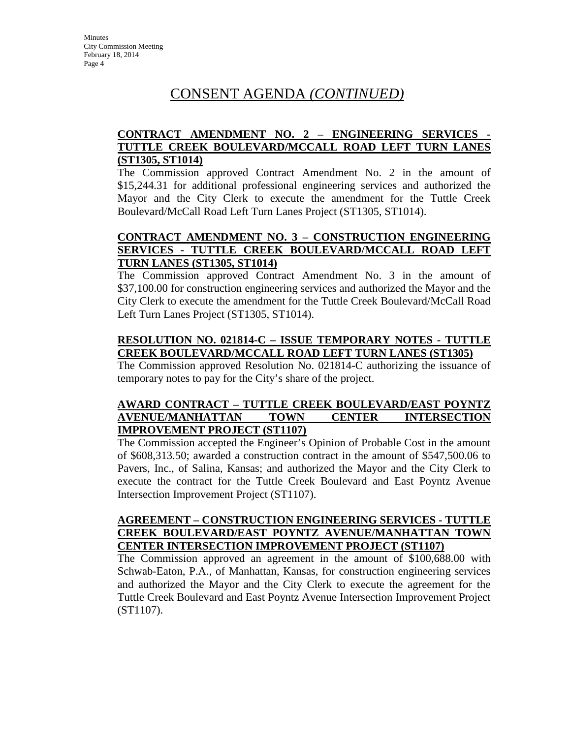# CONSENT AGENDA *(CONTINUED)*

**CONTRACT AMENDMENT NO. 2 – ENGINEERING SERVICES - TUTTLE CREEK BOULEVARD/MCCALL ROAD LEFT TURN LANES (ST1305, ST1014)**

The Commission approved Contract Amendment No. 2 in the amount of $15,244.31 for additional professional engineering services and authorized the Mayor and the City Clerk to execute the amendment for the Tuttle Creek Boulevard/McCall Road Left Turn Lanes Project (ST1305, ST1014).

**CONTRACT AMENDMENT NO. 3 – CONSTRUCTION ENGINEERING SERVICES - TUTTLE CREEK BOULEVARD/MCCALL ROAD LEFT TURN LANES (ST1305, ST1014)**

The Commission approved Contract Amendment No. 3 in the amount of $37,100.00 for construction engineering services and authorized the Mayor and the City Clerk to execute the amendment for the Tuttle Creek Boulevard/McCall Road Left Turn Lanes Project (ST1305, ST1014).

**RESOLUTION NO. 021814-C – ISSUE TEMPORARY NOTES - TUTTLE CREEK BOULEVARD/MCCALL ROAD LEFT TURN LANES (ST1305)**

The Commission approved Resolution No. 021814-C authorizing the issuance of temporary notes to pay for the City's share of the project.

**AWARD CONTRACT – TUTTLE CREEK BOULEVARD/EAST POYNTZ AVENUE/MANHATTAN TOWN CENTER INTERSECTION IMPROVEMENT PROJECT (ST1107)**

The Commission accepted the Engineer's Opinion of Probable Cost in the amount of $608,313.50; awarded a construction contract in the amount of $547,500.06 to Pavers, Inc., of Salina, Kansas; and authorized the Mayor and the City Clerk to execute the contract for the Tuttle Creek Boulevard and East Poyntz Avenue Intersection Improvement Project (ST1107).

**AGREEMENT – CONSTRUCTION ENGINEERING SERVICES - TUTTLE CREEK BOULEVARD/EAST POYNTZ AVENUE/MANHATTAN TOWN CENTER INTERSECTION IMPROVEMENT PROJECT (ST1107)**

The Commission approved an agreement in the amount of $100,688.00 with Schwab-Eaton, P.A., of Manhattan, Kansas, for construction engineering services and authorized the Mayor and the City Clerk to execute the agreement for the Tuttle Creek Boulevard and East Poyntz Avenue Intersection Improvement Project (ST1107).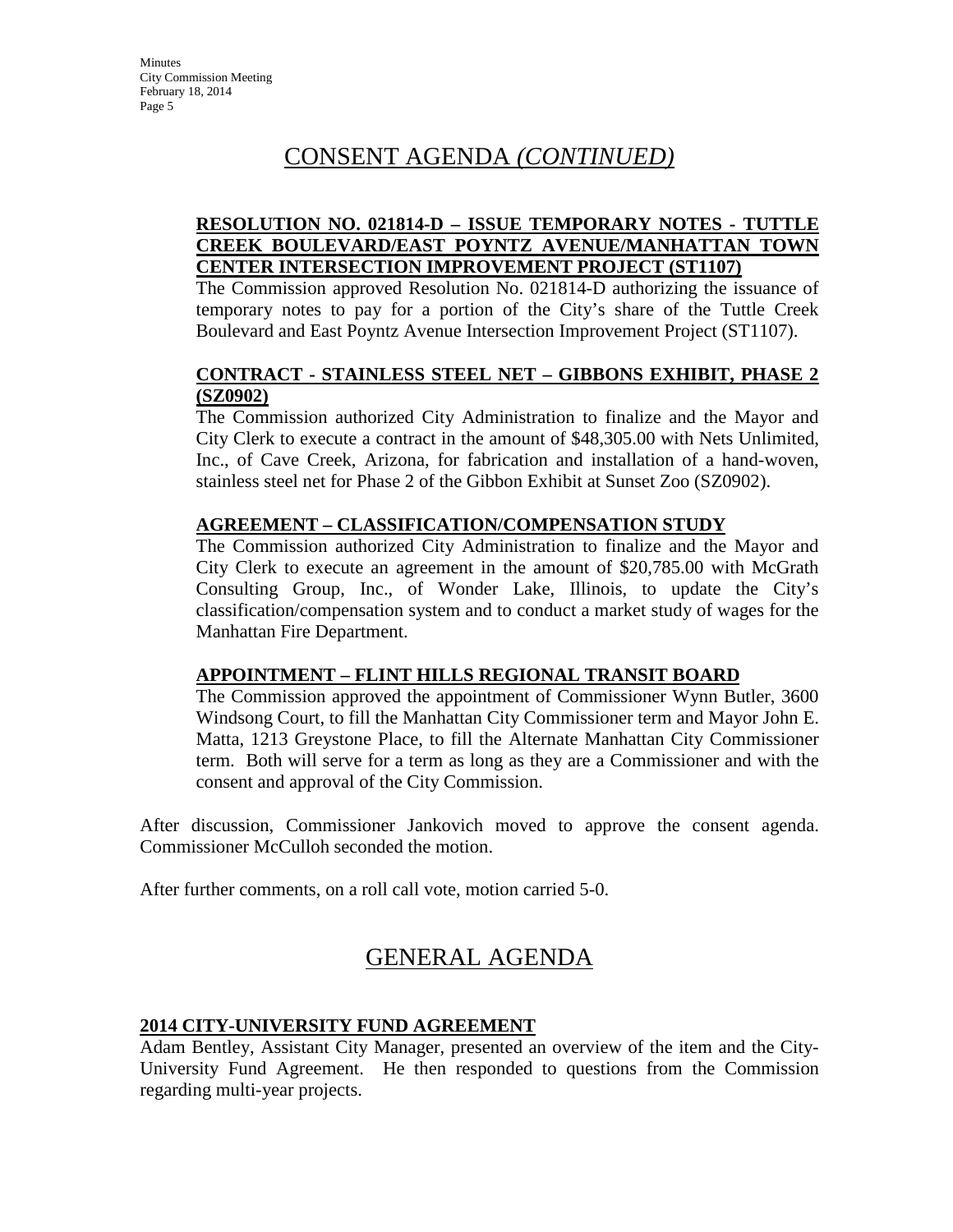# CONSENT AGENDA *(CONTINUED)*

**RESOLUTION NO. 021814-D – ISSUE TEMPORARY NOTES - TUTTLE CREEK BOULEVARD/EAST POYNTZ AVENUE/MANHATTAN TOWN CENTER INTERSECTION IMPROVEMENT PROJECT (ST1107)**

The Commission approved Resolution No. 021814-D authorizing the issuance of temporary notes to pay for a portion of the City's share of the Tuttle Creek Boulevard and East Poyntz Avenue Intersection Improvement Project (ST1107).

**CONTRACT - STAINLESS STEEL NET – GIBBONS EXHIBIT, PHASE 2 (SZ0902)**

The Commission authorized City Administration to finalize and the Mayor and City Clerk to execute a contract in the amount of $48,305.00 with Nets Unlimited, Inc., of Cave Creek, Arizona, for fabrication and installation of a hand-woven, stainless steel net for Phase 2 of the Gibbon Exhibit at Sunset Zoo (SZ0902).

**AGREEMENT – CLASSIFICATION/COMPENSATION STUDY**

The Commission authorized City Administration to finalize and the Mayor and City Clerk to execute an agreement in the amount of $20,785.00 with McGrath Consulting Group, Inc., of Wonder Lake, Illinois, to update the City's classification/compensation system and to conduct a market study of wages for the Manhattan Fire Department.

**APPOINTMENT – FLINT HILLS REGIONAL TRANSIT BOARD**

The Commission approved the appointment of Commissioner Wynn Butler, 3600 Windsong Court, to fill the Manhattan City Commissioner term and Mayor John E. Matta, 1213 Greystone Place, to fill the Alternate Manhattan City Commissioner term. Both will serve for a term as long as they are a Commissioner and with the consent and approval of the City Commission.

After discussion, Commissioner Jankovich moved to approve the consent agenda. Commissioner McCulloh seconded the motion.

After further comments, on a roll call vote, motion carried 5-0.

# GENERAL AGENDA

**2014 CITY-UNIVERSITY FUND AGREEMENT**

Adam Bentley, Assistant City Manager, presented an overview of the item and the City-University Fund Agreement. He then responded to questions from the Commission regarding multi-year projects.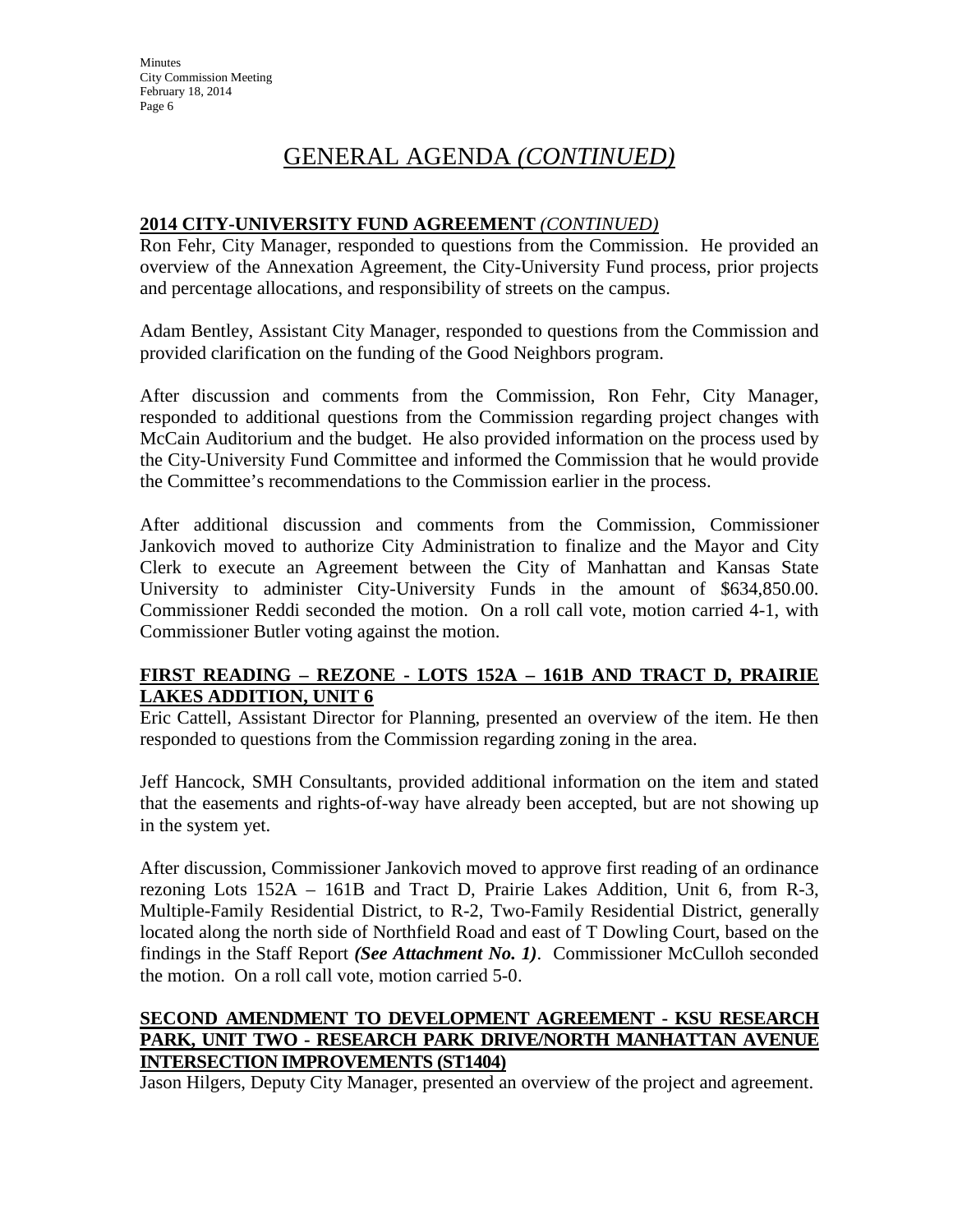# GENERAL AGENDA *(CONTINUED)*

**2014 CITY-UNIVERSITY FUND AGREEMENT** *(CONTINUED)*

Ron Fehr, City Manager, responded to questions from the Commission. He provided an overview of the Annexation Agreement, the City-University Fund process, prior projects and percentage allocations, and responsibility of streets on the campus.

Adam Bentley, Assistant City Manager, responded to questions from the Commission and provided clarification on the funding of the Good Neighbors program.

After discussion and comments from the Commission, Ron Fehr, City Manager, responded to additional questions from the Commission regarding project changes with McCain Auditorium and the budget. He also provided information on the process used by the City-University Fund Committee and informed the Commission that he would provide the Committee's recommendations to the Commission earlier in the process.

After additional discussion and comments from the Commission, Commissioner Jankovich moved to authorize City Administration to finalize and the Mayor and City Clerk to execute an Agreement between the City of Manhattan and Kansas State University to administer City-University Funds in the amount of $634,850.00. Commissioner Reddi seconded the motion. On a roll call vote, motion carried 4-1, with Commissioner Butler voting against the motion.

**FIRST READING – REZONE - LOTS 152A – 161B AND TRACT D, PRAIRIE LAKES ADDITION, UNIT 6**

Eric Cattell, Assistant Director for Planning, presented an overview of the item. He then responded to questions from the Commission regarding zoning in the area.

Jeff Hancock, SMH Consultants, provided additional information on the item and stated that the easements and rights-of-way have already been accepted, but are not showing up in the system yet.

After discussion, Commissioner Jankovich moved to approve first reading of an ordinance rezoning Lots 152A – 161B and Tract D, Prairie Lakes Addition, Unit 6, from R-3, Multiple-Family Residential District, to R-2, Two-Family Residential District, generally located along the north side of Northfield Road and east of T Dowling Court, based on the findings in the Staff Report ***(See Attachment No. 1)***. Commissioner McCulloh seconded the motion. On a roll call vote, motion carried 5-0.

**SECOND AMENDMENT TO DEVELOPMENT AGREEMENT - KSU RESEARCH PARK, UNIT TWO - RESEARCH PARK DRIVE/NORTH MANHATTAN AVENUE INTERSECTION IMPROVEMENTS (ST1404)**

Jason Hilgers, Deputy City Manager, presented an overview of the project and agreement.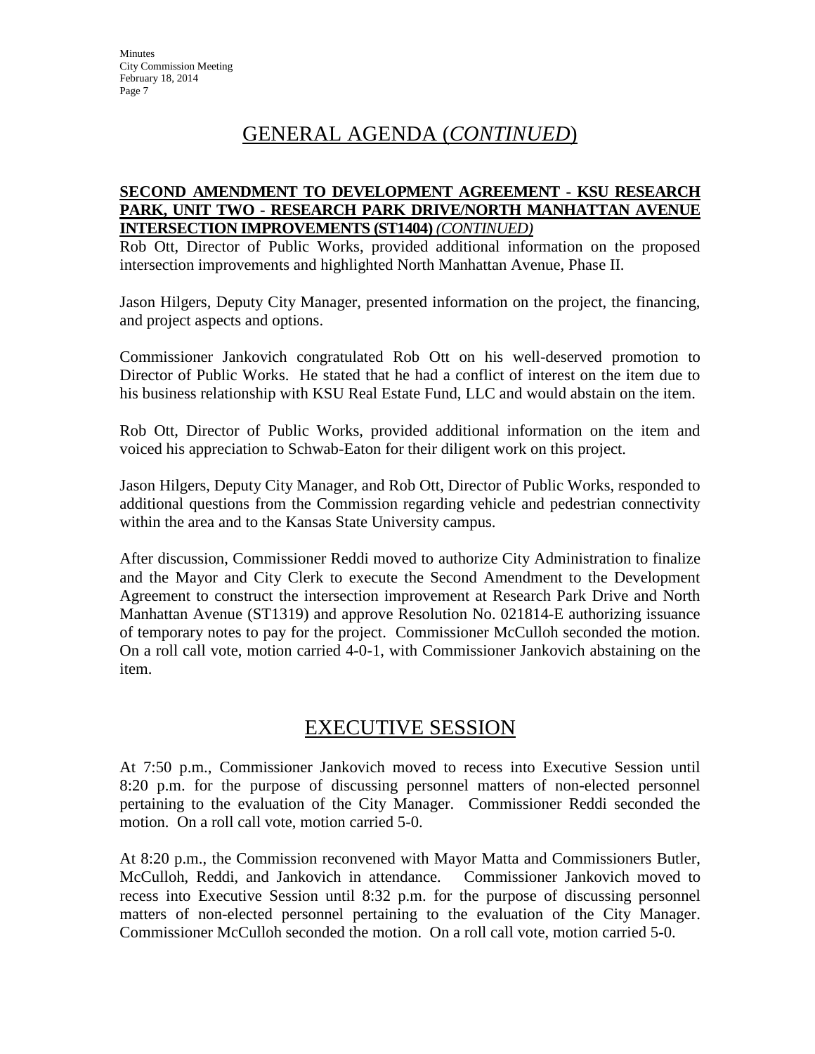# GENERAL AGENDA (*CONTINUED*)

**SECOND AMENDMENT TO DEVELOPMENT AGREEMENT - KSU RESEARCH PARK, UNIT TWO - RESEARCH PARK DRIVE/NORTH MANHATTAN AVENUE INTERSECTION IMPROVEMENTS (ST1404)** ***(CONTINUED)***

Rob Ott, Director of Public Works, provided additional information on the proposed intersection improvements and highlighted North Manhattan Avenue, Phase II.

Jason Hilgers, Deputy City Manager, presented information on the project, the financing, and project aspects and options.

Commissioner Jankovich congratulated Rob Ott on his well-deserved promotion to Director of Public Works. He stated that he had a conflict of interest on the item due to his business relationship with KSU Real Estate Fund, LLC and would abstain on the item.

Rob Ott, Director of Public Works, provided additional information on the item and voiced his appreciation to Schwab-Eaton for their diligent work on this project.

Jason Hilgers, Deputy City Manager, and Rob Ott, Director of Public Works, responded to additional questions from the Commission regarding vehicle and pedestrian connectivity within the area and to the Kansas State University campus.

After discussion, Commissioner Reddi moved to authorize City Administration to finalize and the Mayor and City Clerk to execute the Second Amendment to the Development Agreement to construct the intersection improvement at Research Park Drive and North Manhattan Avenue (ST1319) and approve Resolution No. 021814-E authorizing issuance of temporary notes to pay for the project. Commissioner McCulloh seconded the motion. On a roll call vote, motion carried 4-0-1, with Commissioner Jankovich abstaining on the item.

# EXECUTIVE SESSION

At 7:50 p.m., Commissioner Jankovich moved to recess into Executive Session until 8:20 p.m. for the purpose of discussing personnel matters of non-elected personnel pertaining to the evaluation of the City Manager. Commissioner Reddi seconded the motion. On a roll call vote, motion carried 5-0.

At 8:20 p.m., the Commission reconvened with Mayor Matta and Commissioners Butler, McCulloh, Reddi, and Jankovich in attendance. Commissioner Jankovich moved to recess into Executive Session until 8:32 p.m. for the purpose of discussing personnel matters of non-elected personnel pertaining to the evaluation of the City Manager. Commissioner McCulloh seconded the motion. On a roll call vote, motion carried 5-0.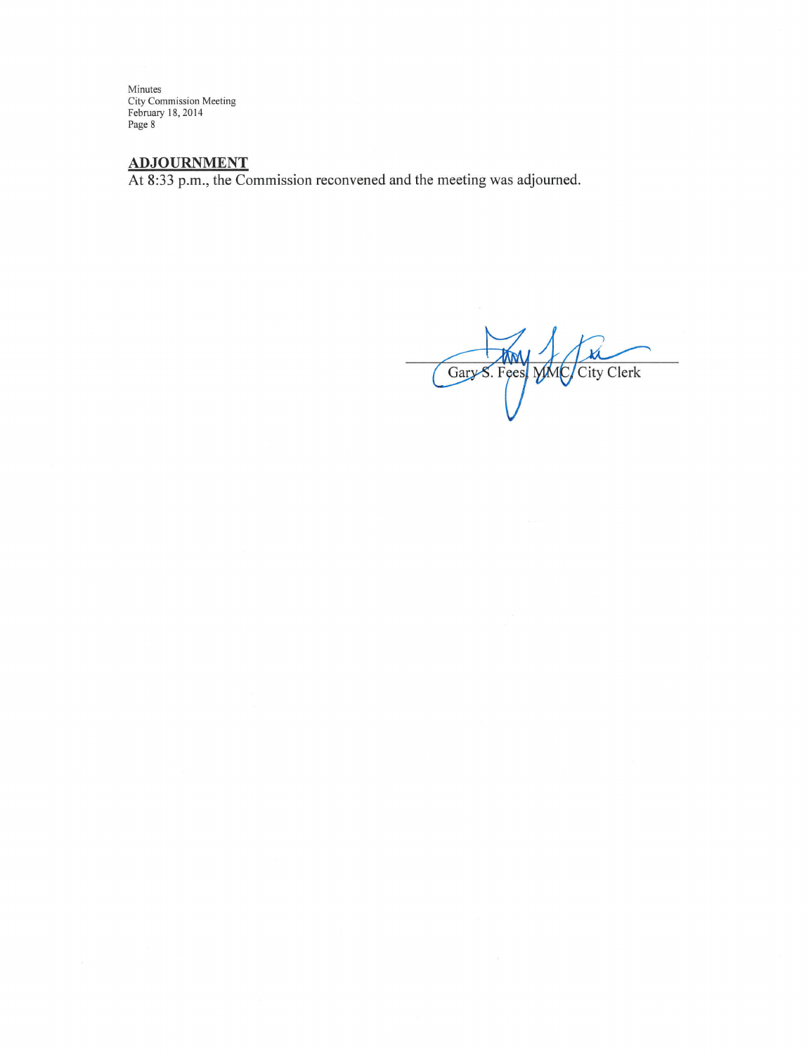## ADJOURNMENT

At 8:33 p.m., the Commission reconvened and the meeting was adjourned.

Gary S. Fees, MMC, City Clerk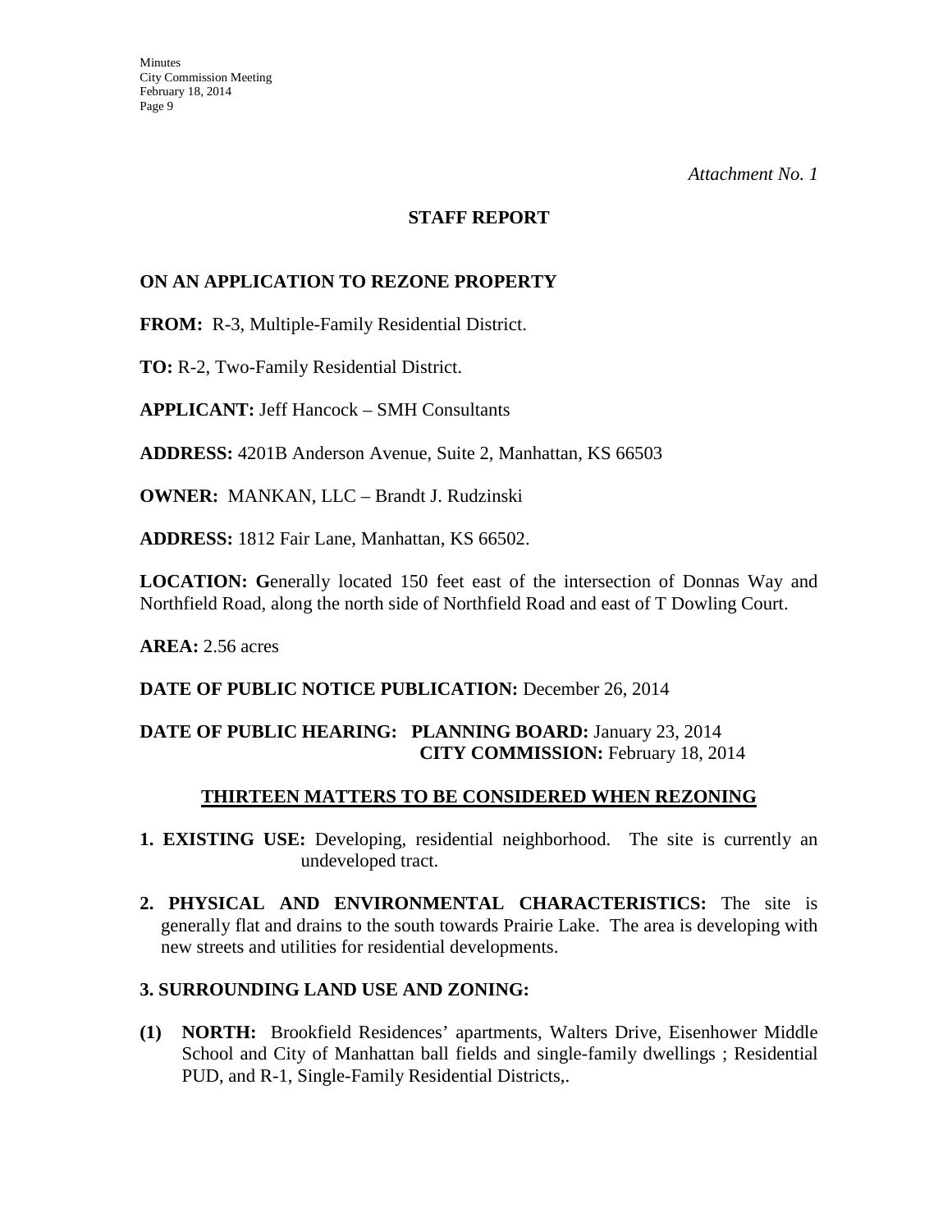*Attachment No. 1*

## STAFF REPORT

### ON AN APPLICATION TO REZONE PROPERTY

**FROM:** R-3, Multiple-Family Residential District.

**TO:** R-2, Two-Family Residential District.

**APPLICANT:** Jeff Hancock – SMH Consultants

**ADDRESS:** 4201B Anderson Avenue, Suite 2, Manhattan, KS 66503

**OWNER:** MANKAN, LLC – Brandt J. Rudzinski

**ADDRESS:** 1812 Fair Lane, Manhattan, KS 66502.

**LOCATION: G**enerally located 150 feet east of the intersection of Donnas Way and Northfield Road, along the north side of Northfield Road and east of T Dowling Court.

**AREA:** 2.56 acres

**DATE OF PUBLIC NOTICE PUBLICATION:** December 26, 2014

**DATE OF PUBLIC HEARING: PLANNING BOARD:** January 23, 2014
**CITY COMMISSION:** February 18, 2014

### THIRTEEN MATTERS TO BE CONSIDERED WHEN REZONING

**1. EXISTING USE:** Developing, residential neighborhood. The site is currently an undeveloped tract.

**2. PHYSICAL AND ENVIRONMENTAL CHARACTERISTICS:** The site is generally flat and drains to the south towards Prairie Lake. The area is developing with new streets and utilities for residential developments.

**3. SURROUNDING LAND USE AND ZONING:**

**(1) NORTH:** Brookfield Residences' apartments, Walters Drive, Eisenhower Middle School and City of Manhattan ball fields and single-family dwellings ; Residential PUD, and R-1, Single-Family Residential Districts,.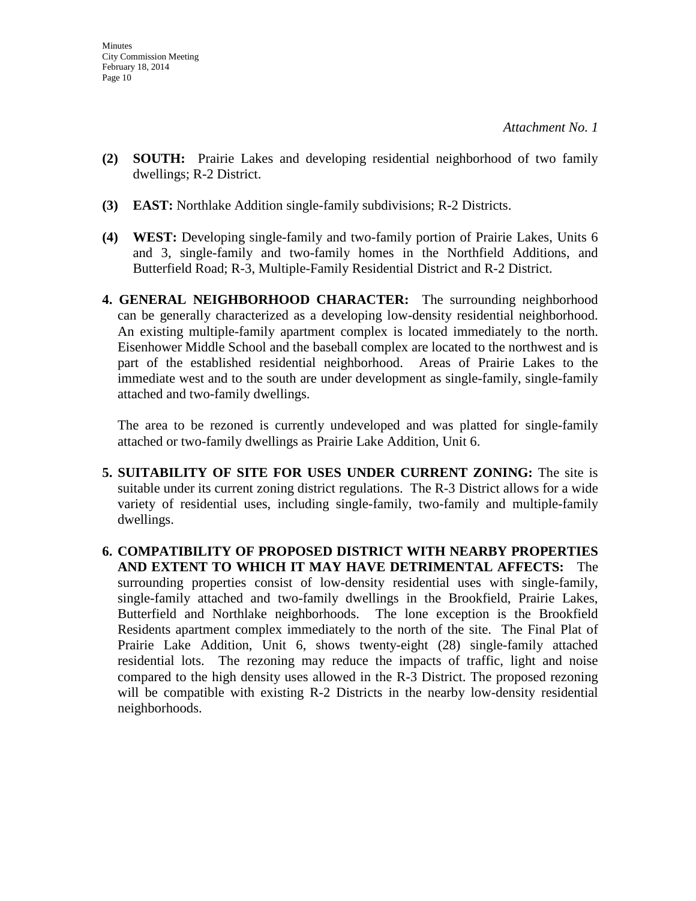*Attachment No. 1*

**(2) SOUTH:** Prairie Lakes and developing residential neighborhood of two family dwellings; R-2 District.

**(3) EAST:** Northlake Addition single-family subdivisions; R-2 Districts.

**(4) WEST:** Developing single-family and two-family portion of Prairie Lakes, Units 6 and 3, single-family and two-family homes in the Northfield Additions, and Butterfield Road; R-3, Multiple-Family Residential District and R-2 District.

**4. GENERAL NEIGHBORHOOD CHARACTER:** The surrounding neighborhood can be generally characterized as a developing low-density residential neighborhood. An existing multiple-family apartment complex is located immediately to the north. Eisenhower Middle School and the baseball complex are located to the northwest and is part of the established residential neighborhood. Areas of Prairie Lakes to the immediate west and to the south are under development as single-family, single-family attached and two-family dwellings.

The area to be rezoned is currently undeveloped and was platted for single-family attached or two-family dwellings as Prairie Lake Addition, Unit 6.

**5. SUITABILITY OF SITE FOR USES UNDER CURRENT ZONING:** The site is suitable under its current zoning district regulations. The R-3 District allows for a wide variety of residential uses, including single-family, two-family and multiple-family dwellings.

**6. COMPATIBILITY OF PROPOSED DISTRICT WITH NEARBY PROPERTIES AND EXTENT TO WHICH IT MAY HAVE DETRIMENTAL AFFECTS:** The surrounding properties consist of low-density residential uses with single-family, single-family attached and two-family dwellings in the Brookfield, Prairie Lakes, Butterfield and Northlake neighborhoods. The lone exception is the Brookfield Residents apartment complex immediately to the north of the site. The Final Plat of Prairie Lake Addition, Unit 6, shows twenty-eight (28) single-family attached residential lots. The rezoning may reduce the impacts of traffic, light and noise compared to the high density uses allowed in the R-3 District. The proposed rezoning will be compatible with existing R-2 Districts in the nearby low-density residential neighborhoods.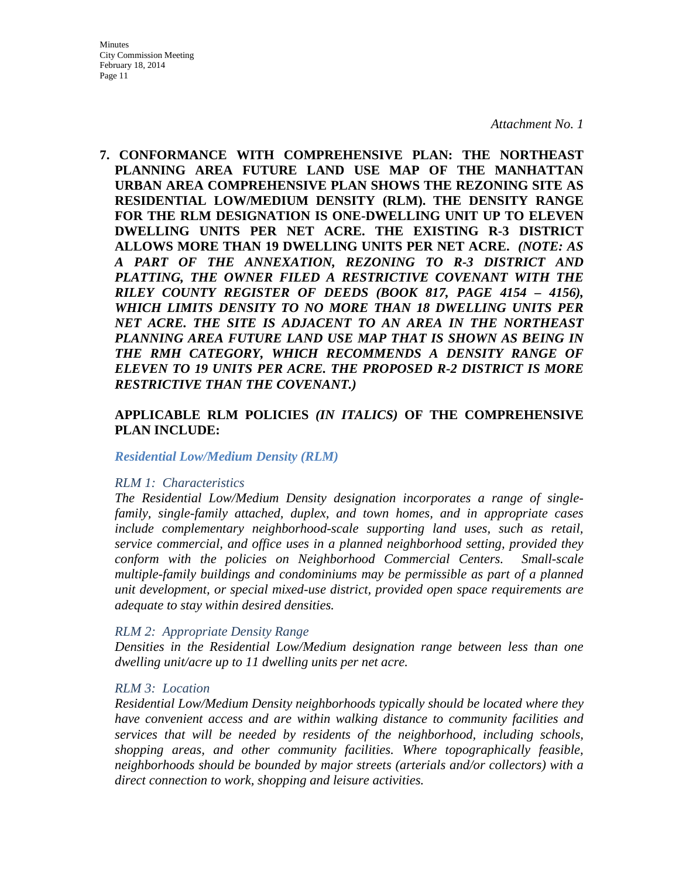*Attachment No. 1*

**7. CONFORMANCE WITH COMPREHENSIVE PLAN: THE NORTHEAST PLANNING AREA FUTURE LAND USE MAP OF THE MANHATTAN URBAN AREA COMPREHENSIVE PLAN SHOWS THE REZONING SITE AS RESIDENTIAL LOW/MEDIUM DENSITY (RLM). THE DENSITY RANGE FOR THE RLM DESIGNATION IS ONE-DWELLING UNIT UP TO ELEVEN DWELLING UNITS PER NET ACRE. THE EXISTING R-3 DISTRICT ALLOWS MORE THAN 19 DWELLING UNITS PER NET ACRE. *(NOTE: AS A PART OF THE ANNEXATION, REZONING TO R-3 DISTRICT AND PLATTING, THE OWNER FILED A RESTRICTIVE COVENANT WITH THE RILEY COUNTY REGISTER OF DEEDS (BOOK 817, PAGE 4154 – 4156), WHICH LIMITS DENSITY TO NO MORE THAN 18 DWELLING UNITS PER NET ACRE. THE SITE IS ADJACENT TO AN AREA IN THE NORTHEAST PLANNING AREA FUTURE LAND USE MAP THAT IS SHOWN AS BEING IN THE RMH CATEGORY, WHICH RECOMMENDS A DENSITY RANGE OF ELEVEN TO 19 UNITS PER ACRE. THE PROPOSED R-2 DISTRICT IS MORE RESTRICTIVE THAN THE COVENANT.)***

**APPLICABLE RLM POLICIES *(IN ITALICS)* OF THE COMPREHENSIVE PLAN INCLUDE:**

***Residential Low/Medium Density (RLM)***

*RLM 1: Characteristics*

*The Residential Low/Medium Density designation incorporates a range of single-family, single-family attached, duplex, and town homes, and in appropriate cases include complementary neighborhood-scale supporting land uses, such as retail, service commercial, and office uses in a planned neighborhood setting, provided they conform with the policies on Neighborhood Commercial Centers. Small-scale multiple-family buildings and condominiums may be permissible as part of a planned unit development, or special mixed-use district, provided open space requirements are adequate to stay within desired densities.*

*RLM 2: Appropriate Density Range*

*Densities in the Residential Low/Medium designation range between less than one dwelling unit/acre up to 11 dwelling units per net acre.*

*RLM 3: Location*

*Residential Low/Medium Density neighborhoods typically should be located where they have convenient access and are within walking distance to community facilities and services that will be needed by residents of the neighborhood, including schools, shopping areas, and other community facilities. Where topographically feasible, neighborhoods should be bounded by major streets (arterials and/or collectors) with a direct connection to work, shopping and leisure activities.*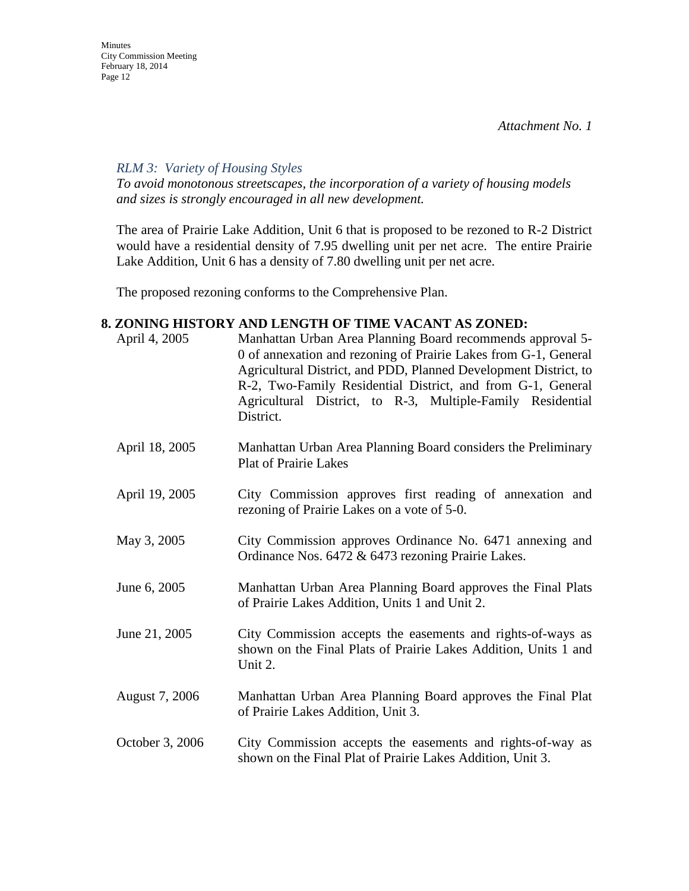*Attachment No. 1*

*RLM 3: Variety of Housing Styles*
*To avoid monotonous streetscapes, the incorporation of a variety of housing models and sizes is strongly encouraged in all new development.*

The area of Prairie Lake Addition, Unit 6 that is proposed to be rezoned to R-2 District would have a residential density of 7.95 dwelling unit per net acre. The entire Prairie Lake Addition, Unit 6 has a density of 7.80 dwelling unit per net acre.

The proposed rezoning conforms to the Comprehensive Plan.

**8. ZONING HISTORY AND LENGTH OF TIME VACANT AS ZONED:**

| | |
|---|---|
| April 4, 2005 | Manhattan Urban Area Planning Board recommends approval 5-0 of annexation and rezoning of Prairie Lakes from G-1, General Agricultural District, and PDD, Planned Development District, to R-2, Two-Family Residential District, and from G-1, General Agricultural District, to R-3, Multiple-Family Residential District. |
| April 18, 2005 | Manhattan Urban Area Planning Board considers the Preliminary Plat of Prairie Lakes |
| April 19, 2005 | City Commission approves first reading of annexation and rezoning of Prairie Lakes on a vote of 5-0. |
| May 3, 2005 | City Commission approves Ordinance No. 6471 annexing and Ordinance Nos. 6472 & 6473 rezoning Prairie Lakes. |
| June 6, 2005 | Manhattan Urban Area Planning Board approves the Final Plats of Prairie Lakes Addition, Units 1 and Unit 2. |
| June 21, 2005 | City Commission accepts the easements and rights-of-ways as shown on the Final Plats of Prairie Lakes Addition, Units 1 and Unit 2. |
| August 7, 2006 | Manhattan Urban Area Planning Board approves the Final Plat of Prairie Lakes Addition, Unit 3. |
| October 3, 2006 | City Commission accepts the easements and rights-of-way as shown on the Final Plat of Prairie Lakes Addition, Unit 3. |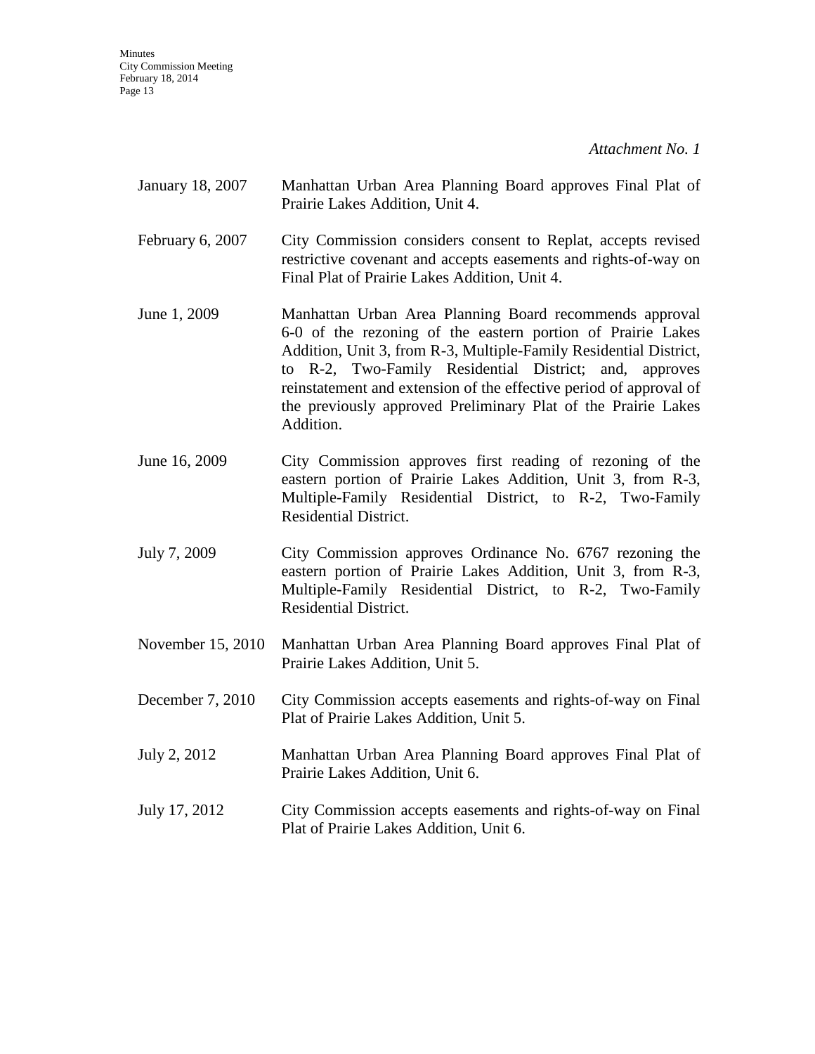*Attachment No. 1*

| | |
|---|---|
| January 18, 2007 | Manhattan Urban Area Planning Board approves Final Plat of Prairie Lakes Addition, Unit 4. |
| February 6, 2007 | City Commission considers consent to Replat, accepts revised restrictive covenant and accepts easements and rights-of-way on Final Plat of Prairie Lakes Addition, Unit 4. |
| June 1, 2009 | Manhattan Urban Area Planning Board recommends approval 6-0 of the rezoning of the eastern portion of Prairie Lakes Addition, Unit 3, from R-3, Multiple-Family Residential District, to R-2, Two-Family Residential District; and, approves reinstatement and extension of the effective period of approval of the previously approved Preliminary Plat of the Prairie Lakes Addition. |
| June 16, 2009 | City Commission approves first reading of rezoning of the eastern portion of Prairie Lakes Addition, Unit 3, from R-3, Multiple-Family Residential District, to R-2, Two-Family Residential District. |
| July 7, 2009 | City Commission approves Ordinance No. 6767 rezoning the eastern portion of Prairie Lakes Addition, Unit 3, from R-3, Multiple-Family Residential District, to R-2, Two-Family Residential District. |
| November 15, 2010 | Manhattan Urban Area Planning Board approves Final Plat of Prairie Lakes Addition, Unit 5. |
| December 7, 2010 | City Commission accepts easements and rights-of-way on Final Plat of Prairie Lakes Addition, Unit 5. |
| July 2, 2012 | Manhattan Urban Area Planning Board approves Final Plat of Prairie Lakes Addition, Unit 6. |
| July 17, 2012 | City Commission accepts easements and rights-of-way on Final Plat of Prairie Lakes Addition, Unit 6. |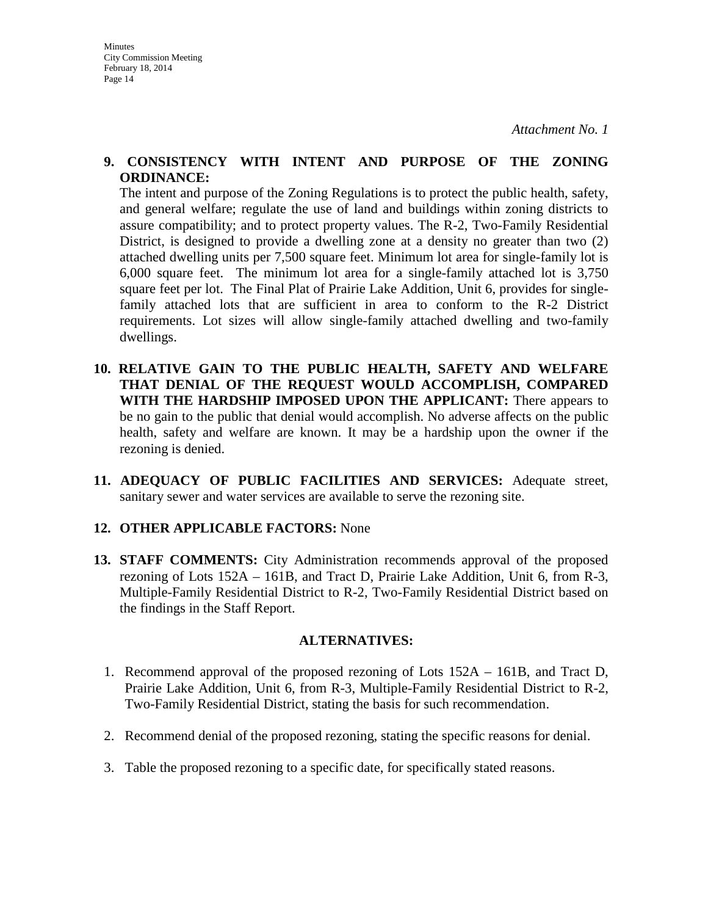*Attachment No. 1*

**9. CONSISTENCY WITH INTENT AND PURPOSE OF THE ZONING ORDINANCE:**
The intent and purpose of the Zoning Regulations is to protect the public health, safety, and general welfare; regulate the use of land and buildings within zoning districts to assure compatibility; and to protect property values. The R-2, Two-Family Residential District, is designed to provide a dwelling zone at a density no greater than two (2) attached dwelling units per 7,500 square feet. Minimum lot area for single-family lot is 6,000 square feet. The minimum lot area for a single-family attached lot is 3,750 square feet per lot. The Final Plat of Prairie Lake Addition, Unit 6, provides for single-family attached lots that are sufficient in area to conform to the R-2 District requirements. Lot sizes will allow single-family attached dwelling and two-family dwellings.

**10. RELATIVE GAIN TO THE PUBLIC HEALTH, SAFETY AND WELFARE THAT DENIAL OF THE REQUEST WOULD ACCOMPLISH, COMPARED WITH THE HARDSHIP IMPOSED UPON THE APPLICANT:** There appears to be no gain to the public that denial would accomplish. No adverse affects on the public health, safety and welfare are known. It may be a hardship upon the owner if the rezoning is denied.

**11. ADEQUACY OF PUBLIC FACILITIES AND SERVICES:** Adequate street, sanitary sewer and water services are available to serve the rezoning site.

**12. OTHER APPLICABLE FACTORS:** None

**13. STAFF COMMENTS:** City Administration recommends approval of the proposed rezoning of Lots 152A – 161B, and Tract D, Prairie Lake Addition, Unit 6, from R-3, Multiple-Family Residential District to R-2, Two-Family Residential District based on the findings in the Staff Report.

**ALTERNATIVES:**

1. Recommend approval of the proposed rezoning of Lots 152A – 161B, and Tract D, Prairie Lake Addition, Unit 6, from R-3, Multiple-Family Residential District to R-2, Two-Family Residential District, stating the basis for such recommendation.
2. Recommend denial of the proposed rezoning, stating the specific reasons for denial.
3. Table the proposed rezoning to a specific date, for specifically stated reasons.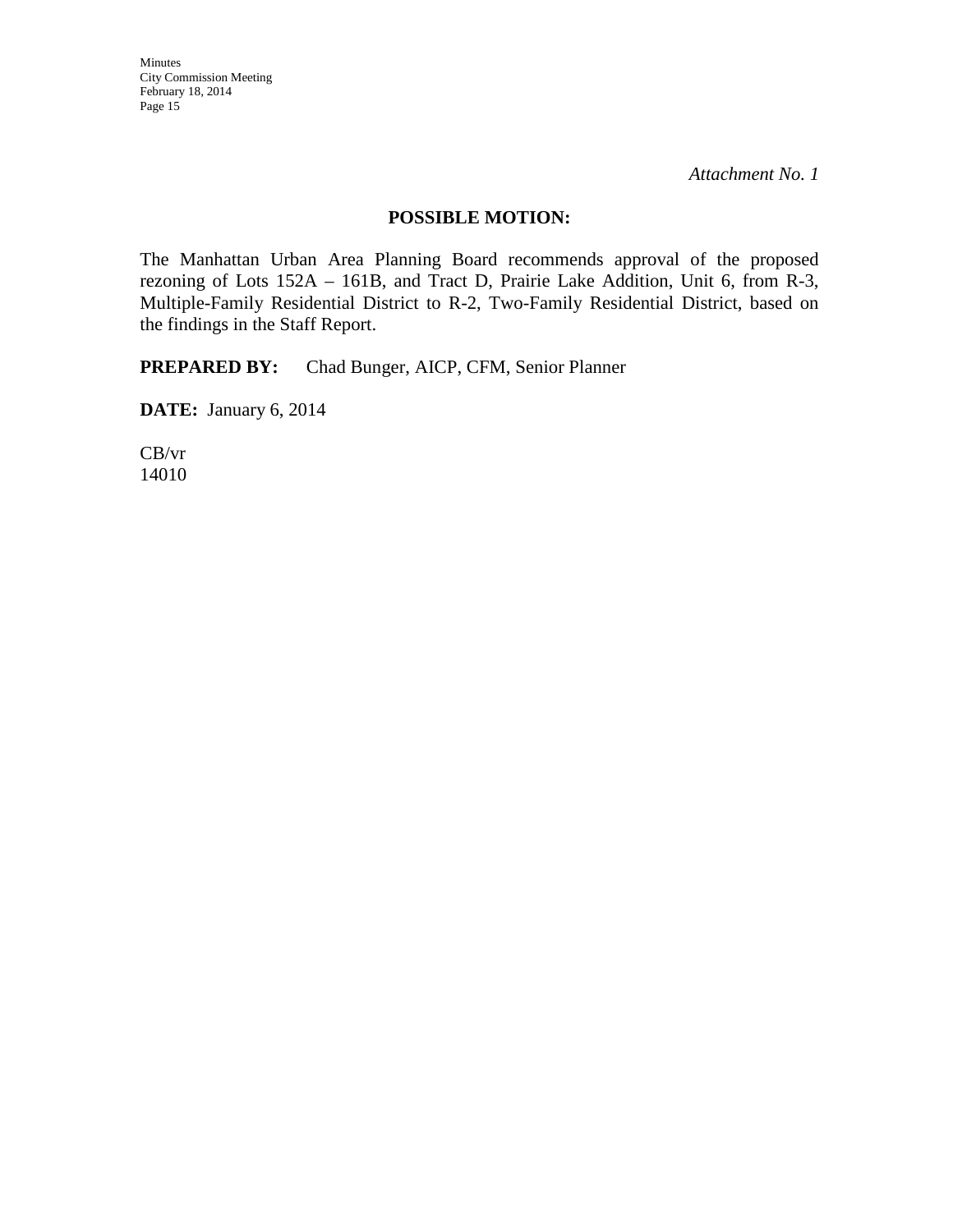*Attachment No. 1*

**POSSIBLE MOTION:**

The Manhattan Urban Area Planning Board recommends approval of the proposed rezoning of Lots 152A – 161B, and Tract D, Prairie Lake Addition, Unit 6, from R-3, Multiple-Family Residential District to R-2, Two-Family Residential District, based on the findings in the Staff Report.

**PREPARED BY:** Chad Bunger, AICP, CFM, Senior Planner

**DATE:** January 6, 2014

CB/vr
14010